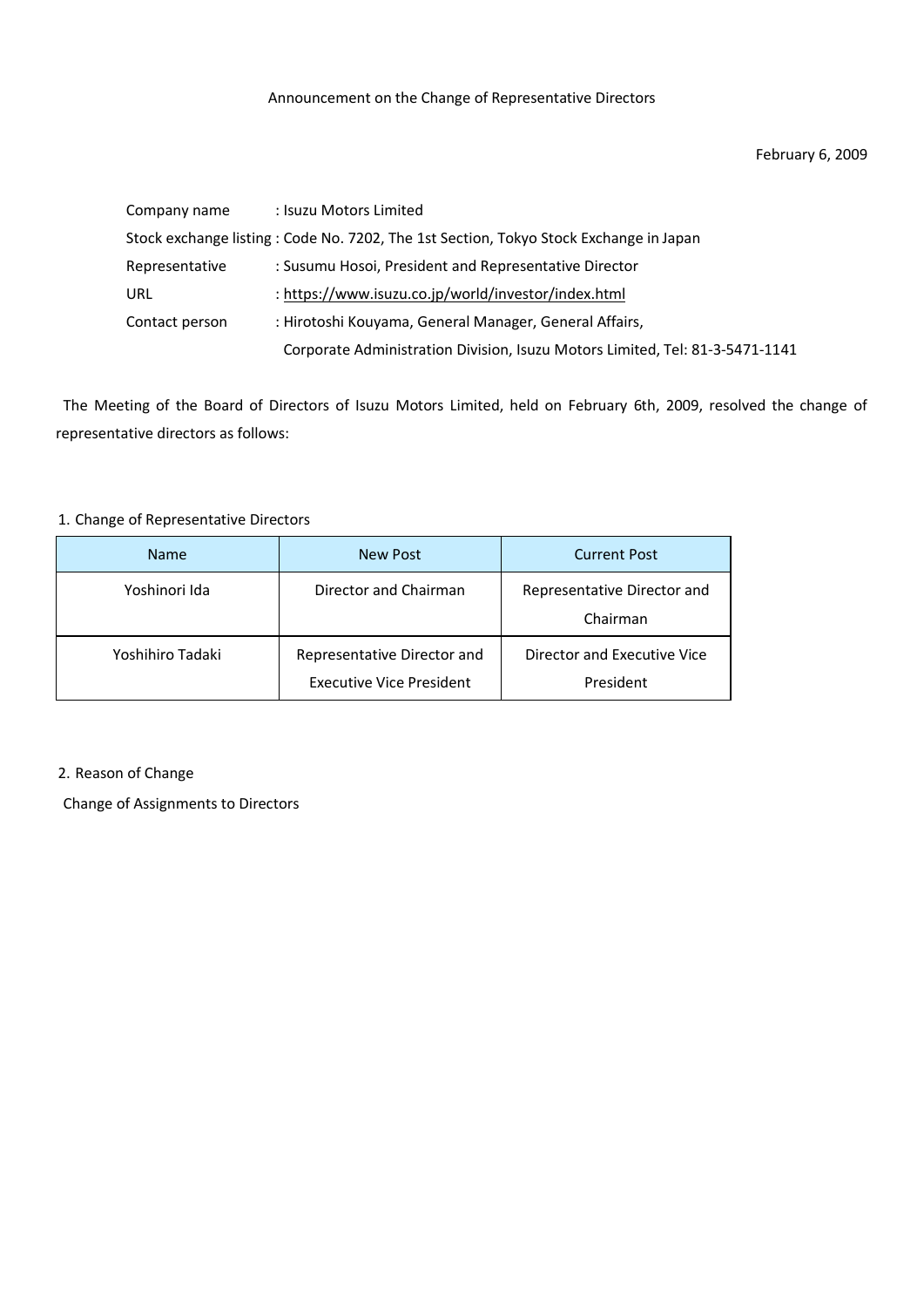# Announcement on the Change of Representative Directors

February 6, 2009

Company name : Isuzu Motors Limited

Stock exchange listing : Code No. 7202, The 1st Section, Tokyo Stock Exchange in Japan

Representative : Susumu Hosoi, President and Representative Director

URL : https://www.isuzu.co.jp/world/investor/index.html

Contact person : Hirotoshi Kouyama, General Manager, General Affairs, Corporate Administration Division, Isuzu Motors Limited, Tel: 81-3-5471-1141

The Meeting of the Board of Directors of Isuzu Motors Limited, held on February 6th, 2009, resolved the change of representative directors as follows:

1. Change of Representative Directors

| Name | New Post | Current Post |
| --- | --- | --- |
| Yoshinori Ida | Director and Chairman | Representative Director and Chairman |
| Yoshihiro Tadaki | Representative Director and Executive Vice President | Director and Executive Vice President |

2. Reason of Change

Change of Assignments to Directors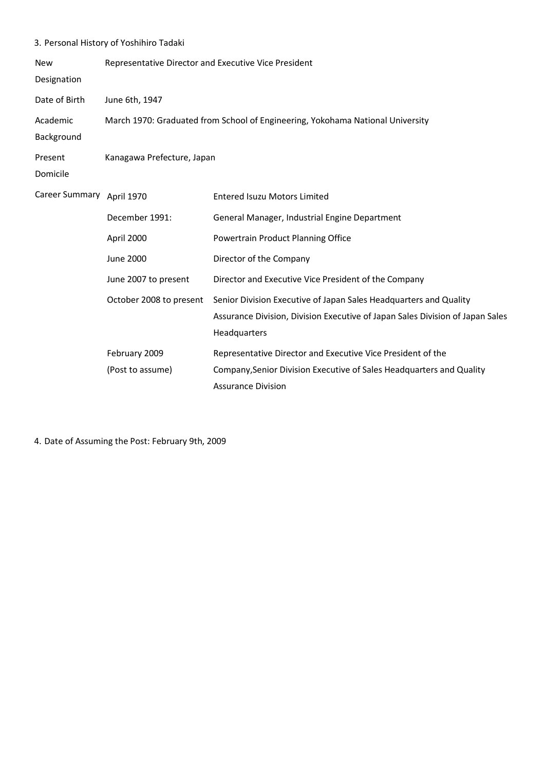3. Personal History of Yoshihiro Tadaki

| | | |
|---|---|---|
| New Designation | Representative Director and Executive Vice President | |
| Date of Birth | June 6th, 1947 | |
| Academic Background | March 1970: Graduated from School of Engineering, Yokohama National University | |
| Present Domicile | Kanagawa Prefecture, Japan | |
| Career Summary | April 1970 | Entered Isuzu Motors Limited |
| | December 1991: | General Manager, Industrial Engine Department |
| | April 2000 | Powertrain Product Planning Office |
| | June 2000 | Director of the Company |
| | June 2007 to present | Director and Executive Vice President of the Company |
| | October 2008 to present | Senior Division Executive of Japan Sales Headquarters and Quality Assurance Division, Division Executive of Japan Sales Division of Japan Sales Headquarters |
| | February 2009 (Post to assume) | Representative Director and Executive Vice President of the Company,Senior Division Executive of Sales Headquarters and Quality Assurance Division |

4. Date of Assuming the Post: February 9th, 2009